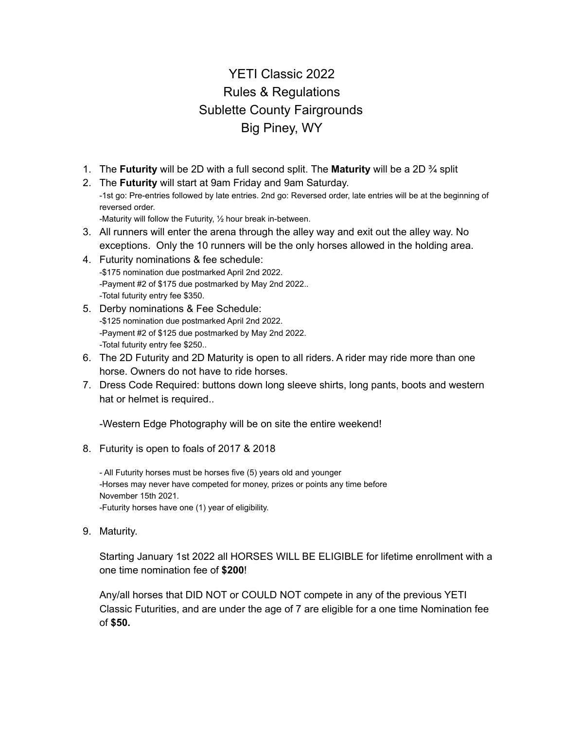# YETI Classic 2022
# Rules & Regulations
# Sublette County Fairgrounds
# Big Piney, WY

1. The **Futurity** will be 2D with a full second split. The **Maturity** will be a 2D ¾ split
2. The **Futurity** will start at 9am Friday and 9am Saturday.
   -1st go: Pre-entries followed by late entries. 2nd go: Reversed order, late entries will be at the beginning of reversed order.
   -Maturity will follow the Futurity, ½ hour break in-between.
3. All runners will enter the arena through the alley way and exit out the alley way. No exceptions. Only the 10 runners will be the only horses allowed in the holding area.
4. Futurity nominations & fee schedule:
   -$175 nomination due postmarked April 2nd 2022.
   -Payment #2 of $175 due postmarked by May 2nd 2022..
   -Total futurity entry fee $350.
5. Derby nominations & Fee Schedule:
   -$125 nomination due postmarked April 2nd 2022.
   -Payment #2 of $125 due postmarked by May 2nd 2022.
   -Total futurity entry fee $250..
6. The 2D Futurity and 2D Maturity is open to all riders. A rider may ride more than one horse. Owners do not have to ride horses.
7. Dress Code Required: buttons down long sleeve shirts, long pants, boots and western hat or helmet is required..

   -Western Edge Photography will be on site the entire weekend!

8. Futurity is open to foals of 2017 & 2018

   - All Futurity horses must be horses five (5) years old and younger
   -Horses may never have competed for money, prizes or points any time before November 15th 2021.
   -Futurity horses have one (1) year of eligibility.

9. Maturity.

   Starting January 1st 2022 all HORSES WILL BE ELIGIBLE for lifetime enrollment with a one time nomination fee of **$200**!

   Any/all horses that DID NOT or COULD NOT compete in any of the previous YETI Classic Futurities, and are under the age of 7 are eligible for a one time Nomination fee of **$50.**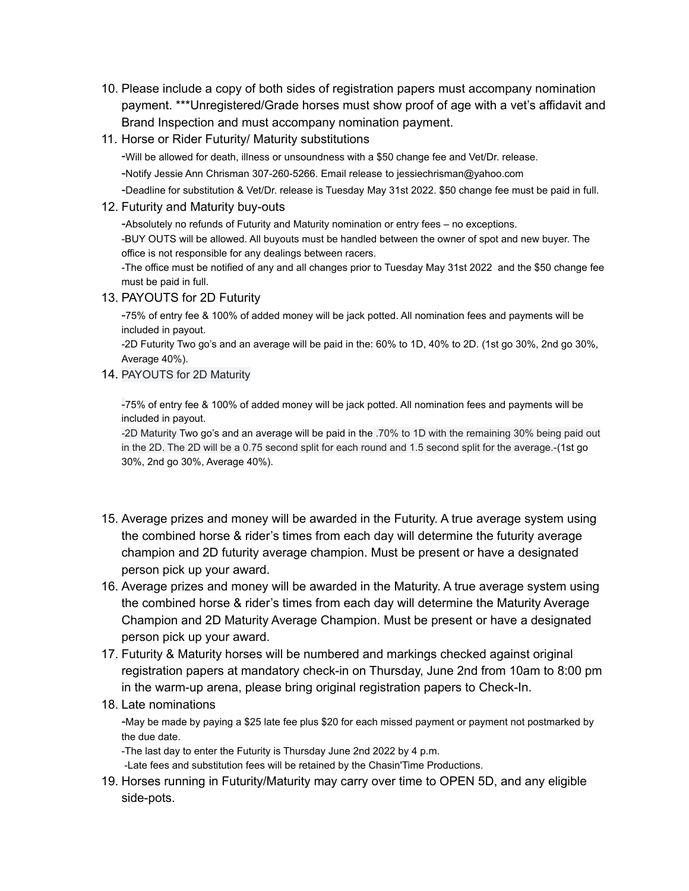10. Please include a copy of both sides of registration papers must accompany nomination payment. ***Unregistered/Grade horses must show proof of age with a vet's affidavit and Brand Inspection and must accompany nomination payment.
11. Horse or Rider Futurity/ Maturity substitutions

    -Will be allowed for death, illness or unsoundness with a $50 change fee and Vet/Dr. release.

    -Notify Jessie Ann Chrisman 307-260-5266. Email release to jessiechrisman@yahoo.com

    -Deadline for substitution & Vet/Dr. release is Tuesday May 31st 2022. $50 change fee must be paid in full.
12. Futurity and Maturity buy-outs

    -Absolutely no refunds of Futurity and Maturity nomination or entry fees – no exceptions.

    -BUY OUTS will be allowed. All buyouts must be handled between the owner of spot and new buyer. The office is not responsible for any dealings between racers.

    -The office must be notified of any and all changes prior to Tuesday May 31st 2022 and the $50 change fee must be paid in full.
13. PAYOUTS for 2D Futurity

    -75% of entry fee & 100% of added money will be jack potted. All nomination fees and payments will be included in payout.

    -2D Futurity Two go's and an average will be paid in the: 60% to 1D, 40% to 2D. (1st go 30%, 2nd go 30%, Average 40%).
14. PAYOUTS for 2D Maturity

    -75% of entry fee & 100% of added money will be jack potted. All nomination fees and payments will be included in payout.

    -2D Maturity Two go's and an average will be paid in the .70% to 1D with the remaining 30% being paid out in the 2D. The 2D will be a 0.75 second split for each round and 1.5 second split for the average.-(1st go 30%, 2nd go 30%, Average 40%).

15. Average prizes and money will be awarded in the Futurity. A true average system using the combined horse & rider's times from each day will determine the futurity average champion and 2D futurity average champion. Must be present or have a designated person pick up your award.
16. Average prizes and money will be awarded in the Maturity. A true average system using the combined horse & rider's times from each day will determine the Maturity Average Champion and 2D Maturity Average Champion. Must be present or have a designated person pick up your award.
17. Futurity & Maturity horses will be numbered and markings checked against original registration papers at mandatory check-in on Thursday, June 2nd from 10am to 8:00 pm in the warm-up arena, please bring original registration papers to Check-In.
18. Late nominations

    -May be made by paying a $25 late fee plus $20 for each missed payment or payment not postmarked by the due date.

    -The last day to enter the Futurity is Thursday June 2nd 2022 by 4 p.m.

    -Late fees and substitution fees will be retained by the Chasin'Time Productions.
19. Horses running in Futurity/Maturity may carry over time to OPEN 5D, and any eligible side-pots.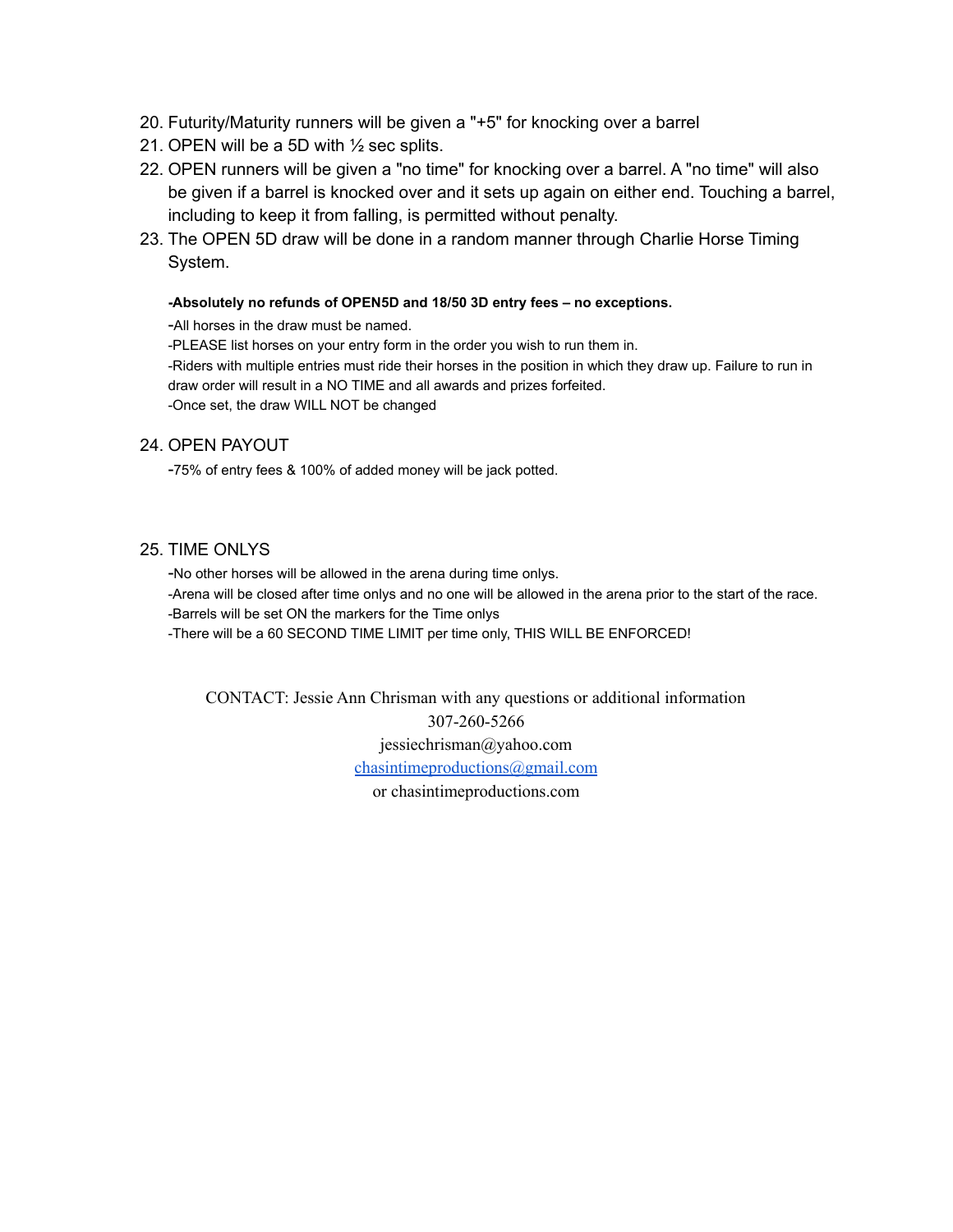20. Futurity/Maturity runners will be given a "+5" for knocking over a barrel
21. OPEN will be a 5D with ½ sec splits.
22. OPEN runners will be given a "no time" for knocking over a barrel. A "no time" will also be given if a barrel is knocked over and it sets up again on either end. Touching a barrel, including to keep it from falling, is permitted without penalty.
23. The OPEN 5D draw will be done in a random manner through Charlie Horse Timing System.

    **-Absolutely no refunds of OPEN5D and 18/50 3D entry fees – no exceptions.**

    -All horses in the draw must be named.

    -PLEASE list horses on your entry form in the order you wish to run them in.

    -Riders with multiple entries must ride their horses in the position in which they draw up. Failure to run in draw order will result in a NO TIME and all awards and prizes forfeited.

    -Once set, the draw WILL NOT be changed

24. OPEN PAYOUT

    -75% of entry fees & 100% of added money will be jack potted.

25. TIME ONLYS

    -No other horses will be allowed in the arena during time onlys.

    -Arena will be closed after time onlys and no one will be allowed in the arena prior to the start of the race.

    -Barrels will be set ON the markers for the Time onlys

    -There will be a 60 SECOND TIME LIMIT per time only, THIS WILL BE ENFORCED!

CONTACT: Jessie Ann Chrisman with any questions or additional information

307-260-5266

jessiechrisman@yahoo.com

chasintimeproductions@gmail.com

or chasintimeproductions.com